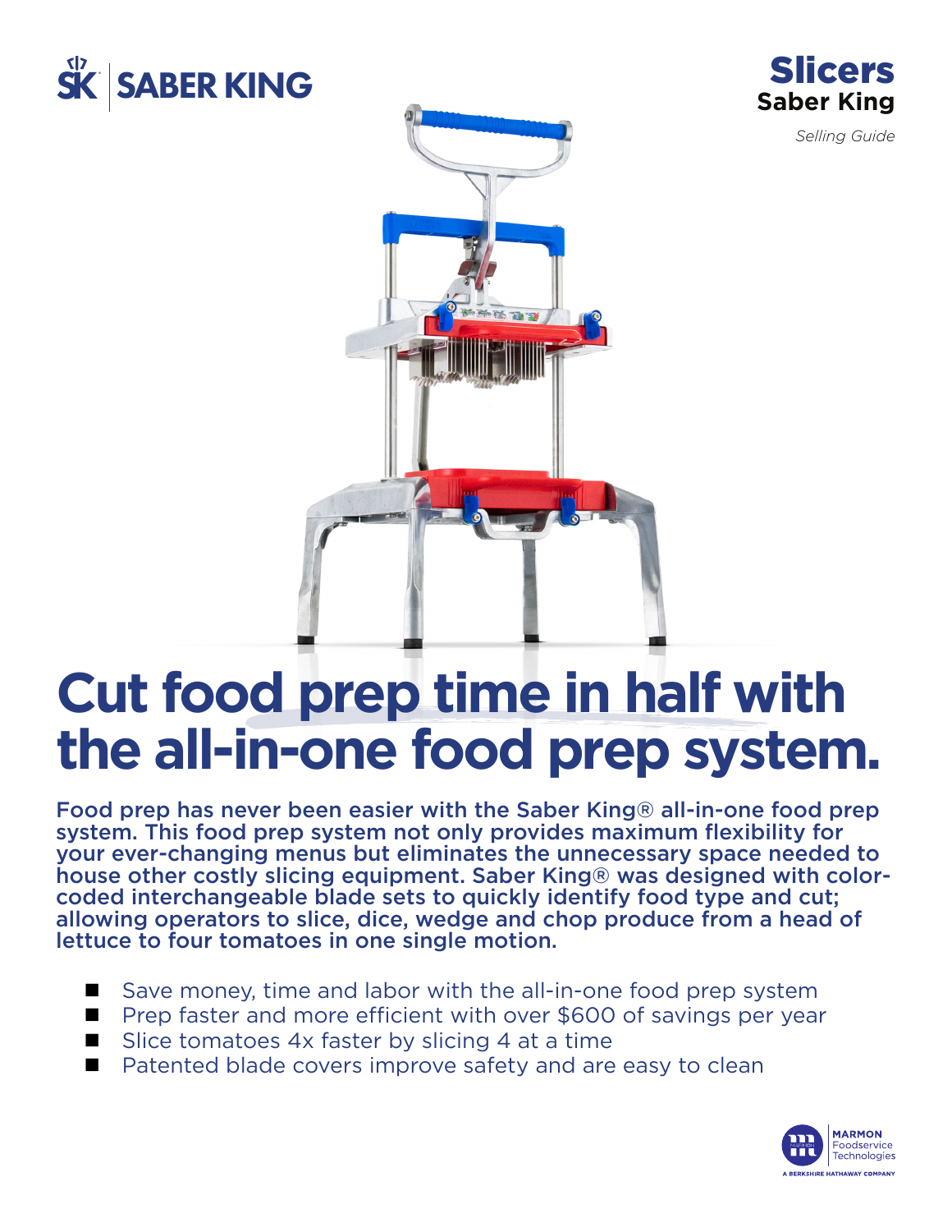SK | SABER KING

**Slicers**
**Saber King**
*Selling Guide*

# Cut food prep time in half with the all-in-one food prep system.

**Food prep has never been easier with the Saber King® all-in-one food prep system. This food prep system not only provides maximum flexibility for your ever-changing menus but eliminates the unnecessary space needed to house other costly slicing equipment. Saber King® was designed with color-coded interchangeable blade sets to quickly identify food type and cut; allowing operators to slice, dice, wedge and chop produce from a head of lettuce to four tomatoes in one single motion.**

- Save money, time and labor with the all-in-one food prep system
- Prep faster and more efficient with over $600 of savings per year
- Slice tomatoes 4x faster by slicing 4 at a time
- Patented blade covers improve safety and are easy to clean

MARMON Foodservice Technologies
A BERKSHIRE HATHAWAY COMPANY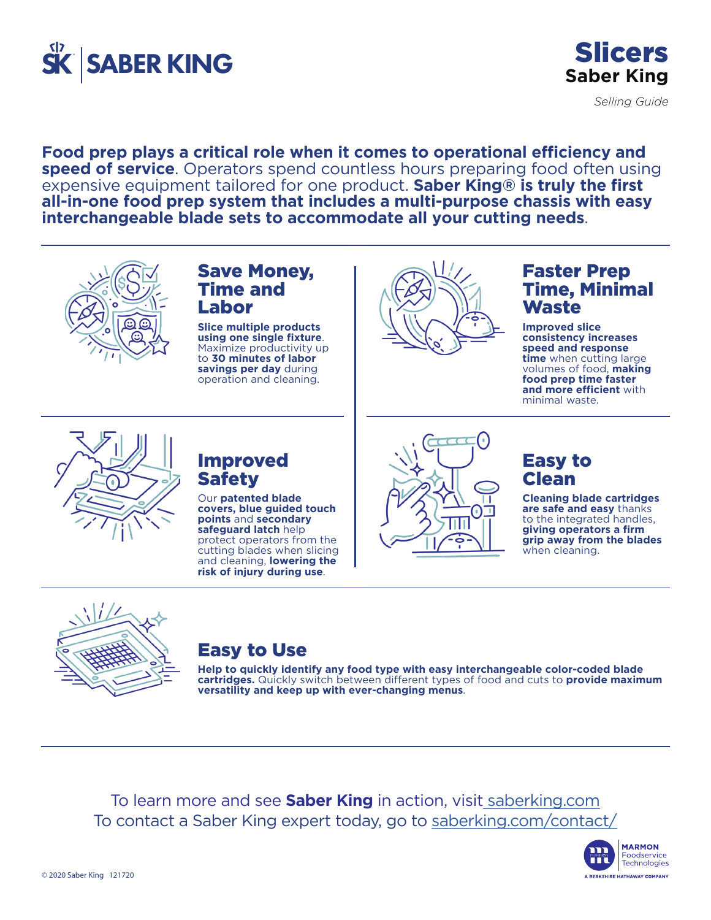# Slicers
## Saber King

*Selling Guide*

**Food prep plays a critical role when it comes to operational efficiency and speed of service**. Operators spend countless hours preparing food often using expensive equipment tailored for one product. **Saber King® is truly the first all-in-one food prep system that includes a multi-purpose chassis with easy interchangeable blade sets to accommodate all your cutting needs**.

### Save Money, Time and Labor

**Slice multiple products using one single fixture**. Maximize productivity up to **30 minutes of labor savings per day** during operation and cleaning.

### Faster Prep Time, Minimal Waste

**Improved slice consistency increases speed and response time** when cutting large volumes of food, **making food prep time faster and more efficient** with minimal waste.

### Improved Safety

Our **patented blade covers, blue guided touch points** and **secondary safeguard latch** help protect operators from the cutting blades when slicing and cleaning, **lowering the risk of injury during use**.

### Easy to Clean

**Cleaning blade cartridges are safe and easy** thanks to the integrated handles, **giving operators a firm grip away from the blades** when cleaning.

### Easy to Use

**Help to quickly identify any food type with easy interchangeable color-coded blade cartridges.** Quickly switch between different types of food and cuts to **provide maximum versatility and keep up with ever-changing menus**.

To learn more and see **Saber King** in action, visit saberking.com

To contact a Saber King expert today, go to saberking.com/contact/

© 2020 Saber King 121720

MARMON Foodservice Technologies
A BERKSHIRE HATHAWAY COMPANY